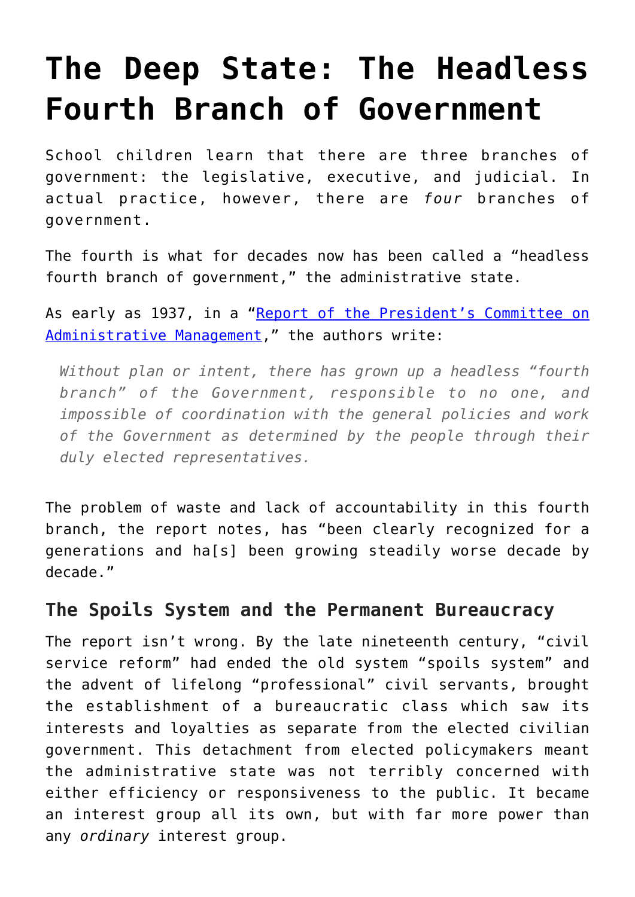# The Deep State: The Headless Fourth Branch of Government

School children learn that there are three branches of government: the legislative, executive, and judicial. In actual practice, however, there are *four* branches of government.

The fourth is what for decades now has been called a "headless fourth branch of government," the administrative state.

As early as 1937, in a "[Report of the President's Committee on Administrative Management](#)," the authors write:

> *Without plan or intent, there has grown up a headless "fourth branch" of the Government, responsible to no one, and impossible of coordination with the general policies and work of the Government as determined by the people through their duly elected representatives.*

The problem of waste and lack of accountability in this fourth branch, the report notes, has "been clearly recognized for a generations and ha[s] been growing steadily worse decade by decade."

## The Spoils System and the Permanent Bureaucracy

The report isn't wrong. By the late nineteenth century, "civil service reform" had ended the old system "spoils system" and the advent of lifelong "professional" civil servants, brought the establishment of a bureaucratic class which saw its interests and loyalties as separate from the elected civilian government. This detachment from elected policymakers meant the administrative state was not terribly concerned with either efficiency or responsiveness to the public. It became an interest group all its own, but with far more power than any *ordinary* interest group.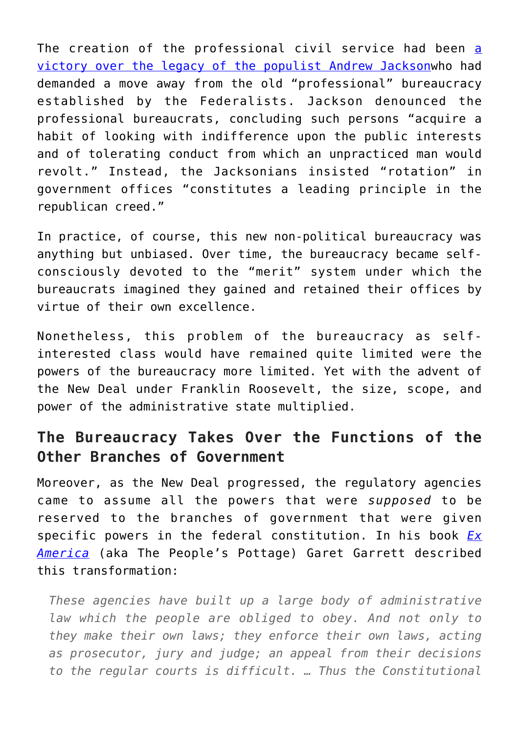The creation of the professional civil service had been [a victory over the legacy of the populist Andrew Jackson]who had demanded a move away from the old "professional" bureaucracy established by the Federalists. Jackson denounced the professional bureaucrats, concluding such persons "acquire a habit of looking with indifference upon the public interests and of tolerating conduct from which an unpracticed man would revolt." Instead, the Jacksonians insisted "rotation" in government offices "constitutes a leading principle in the republican creed."

In practice, of course, this new non-political bureaucracy was anything but unbiased. Over time, the bureaucracy became self-consciously devoted to the "merit" system under which the bureaucrats imagined they gained and retained their offices by virtue of their own excellence.

Nonetheless, this problem of the bureaucracy as self-interested class would have remained quite limited were the powers of the bureaucracy more limited. Yet with the advent of the New Deal under Franklin Roosevelt, the size, scope, and power of the administrative state multiplied.

## The Bureaucracy Takes Over the Functions of the Other Branches of Government

Moreover, as the New Deal progressed, the regulatory agencies came to assume all the powers that were *supposed* to be reserved to the branches of government that were given specific powers in the federal constitution. In his book [*Ex America*] (aka The People's Pottage) Garet Garrett described this transformation:

> *These agencies have built up a large body of administrative law which the people are obliged to obey. And not only to they make their own laws; they enforce their own laws, acting as prosecutor, jury and judge; an appeal from their decisions to the regular courts is difficult. … Thus the Constitutional*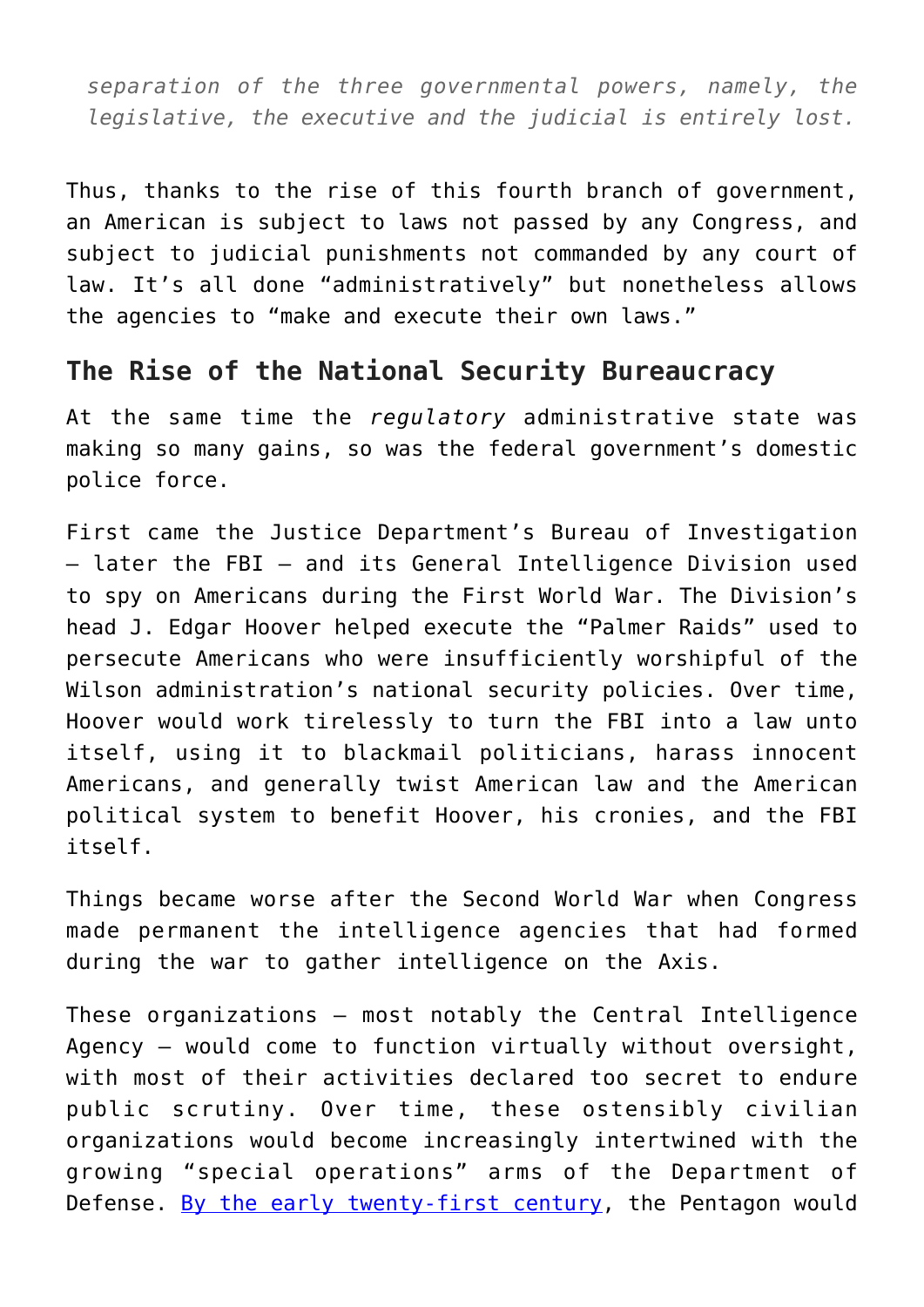*separation of the three governmental powers, namely, the legislative, the executive and the judicial is entirely lost.*

Thus, thanks to the rise of this fourth branch of government, an American is subject to laws not passed by any Congress, and subject to judicial punishments not commanded by any court of law. It's all done "administratively" but nonetheless allows the agencies to "make and execute their own laws."

## The Rise of the National Security Bureaucracy

At the same time the *regulatory* administrative state was making so many gains, so was the federal government's domestic police force.

First came the Justice Department's Bureau of Investigation — later the FBI — and its General Intelligence Division used to spy on Americans during the First World War. The Division's head J. Edgar Hoover helped execute the "Palmer Raids" used to persecute Americans who were insufficiently worshipful of the Wilson administration's national security policies. Over time, Hoover would work tirelessly to turn the FBI into a law unto itself, using it to blackmail politicians, harass innocent Americans, and generally twist American law and the American political system to benefit Hoover, his cronies, and the FBI itself.

Things became worse after the Second World War when Congress made permanent the intelligence agencies that had formed during the war to gather intelligence on the Axis.

These organizations — most notably the Central Intelligence Agency — would come to function virtually without oversight, with most of their activities declared too secret to endure public scrutiny. Over time, these ostensibly civilian organizations would become increasingly intertwined with the growing "special operations" arms of the Department of Defense. [By the early twenty-first century], the Pentagon would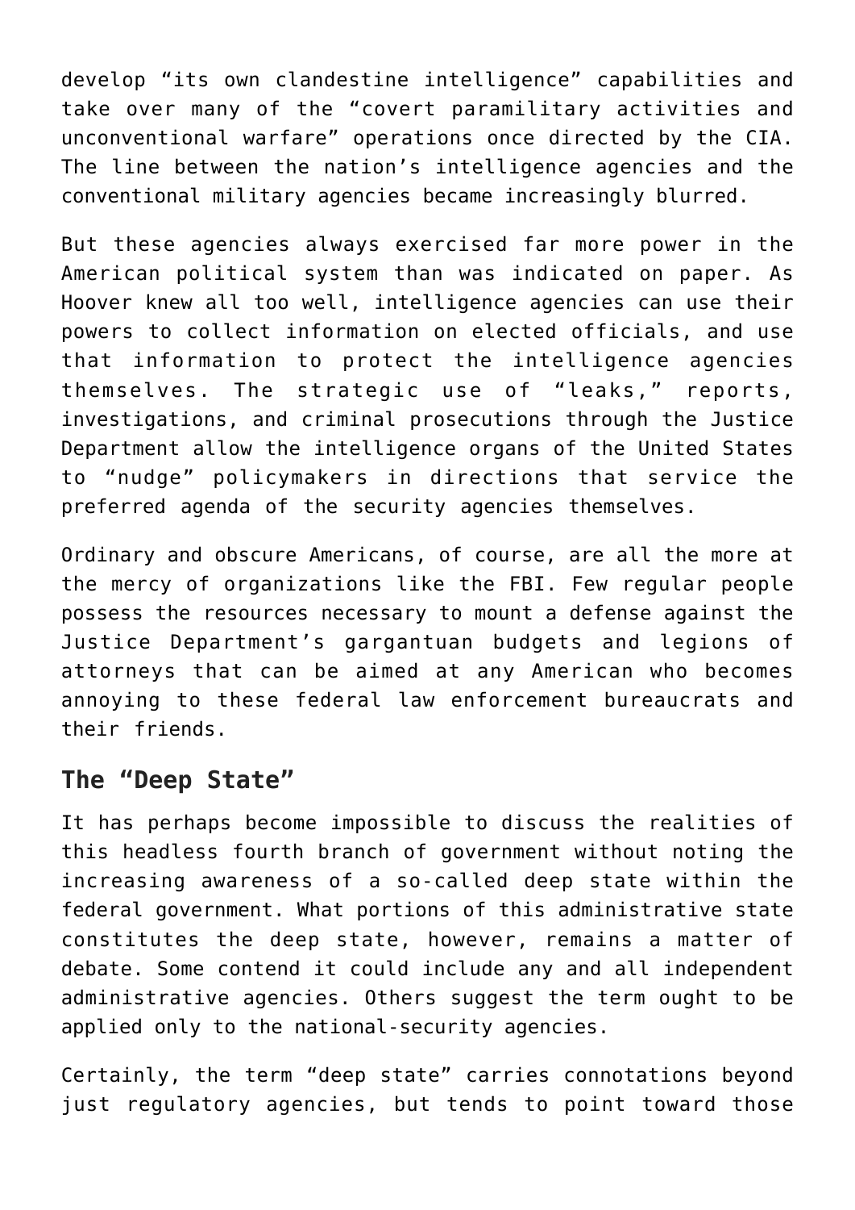develop “its own clandestine intelligence” capabilities and take over many of the “covert paramilitary activities and unconventional warfare” operations once directed by the CIA. The line between the nation’s intelligence agencies and the conventional military agencies became increasingly blurred.

But these agencies always exercised far more power in the American political system than was indicated on paper. As Hoover knew all too well, intelligence agencies can use their powers to collect information on elected officials, and use that information to protect the intelligence agencies themselves. The strategic use of “leaks,” reports, investigations, and criminal prosecutions through the Justice Department allow the intelligence organs of the United States to “nudge” policymakers in directions that service the preferred agenda of the security agencies themselves.

Ordinary and obscure Americans, of course, are all the more at the mercy of organizations like the FBI. Few regular people possess the resources necessary to mount a defense against the Justice Department’s gargantuan budgets and legions of attorneys that can be aimed at any American who becomes annoying to these federal law enforcement bureaucrats and their friends.

## The “Deep State”

It has perhaps become impossible to discuss the realities of this headless fourth branch of government without noting the increasing awareness of a so-called deep state within the federal government. What portions of this administrative state constitutes the deep state, however, remains a matter of debate. Some contend it could include any and all independent administrative agencies. Others suggest the term ought to be applied only to the national-security agencies.

Certainly, the term “deep state” carries connotations beyond just regulatory agencies, but tends to point toward those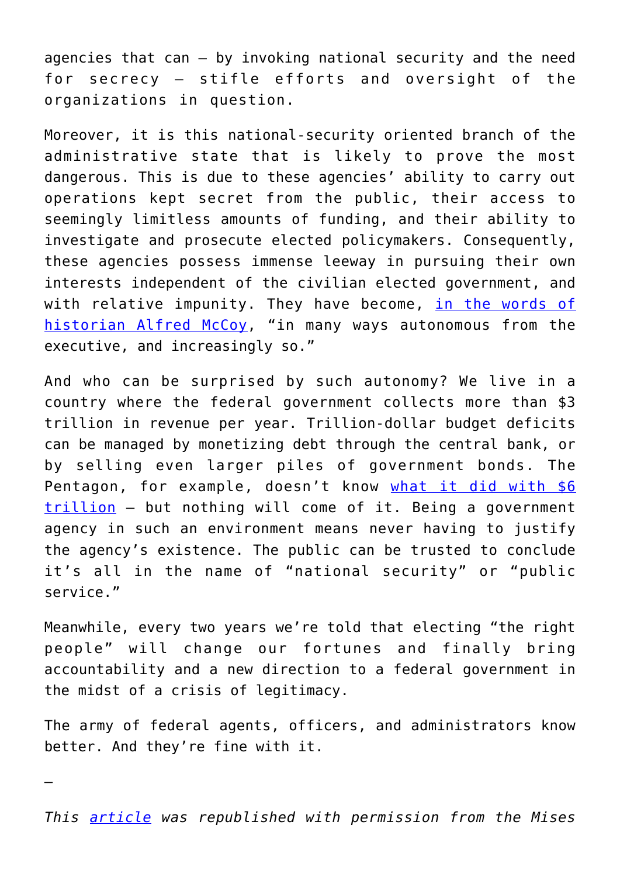agencies that can – by invoking national security and the need for secrecy – stifle efforts and oversight of the organizations in question.

Moreover, it is this national-security oriented branch of the administrative state that is likely to prove the most dangerous. This is due to these agencies' ability to carry out operations kept secret from the public, their access to seemingly limitless amounts of funding, and their ability to investigate and prosecute elected policymakers. Consequently, these agencies possess immense leeway in pursuing their own interests independent of the civilian elected government, and with relative impunity. They have become, [in the words of historian Alfred McCoy](), "in many ways autonomous from the executive, and increasingly so."

And who can be surprised by such autonomy? We live in a country where the federal government collects more than $3 trillion in revenue per year. Trillion-dollar budget deficits can be managed by monetizing debt through the central bank, or by selling even larger piles of government bonds. The Pentagon, for example, doesn't know [what it did with $6 trillion]() – but nothing will come of it. Being a government agency in such an environment means never having to justify the agency's existence. The public can be trusted to conclude it's all in the name of "national security" or "public service."

Meanwhile, every two years we're told that electing "the right people" will change our fortunes and finally bring accountability and a new direction to a federal government in the midst of a crisis of legitimacy.

The army of federal agents, officers, and administrators know better. And they're fine with it.

–

*This [article]() was republished with permission from the Mises*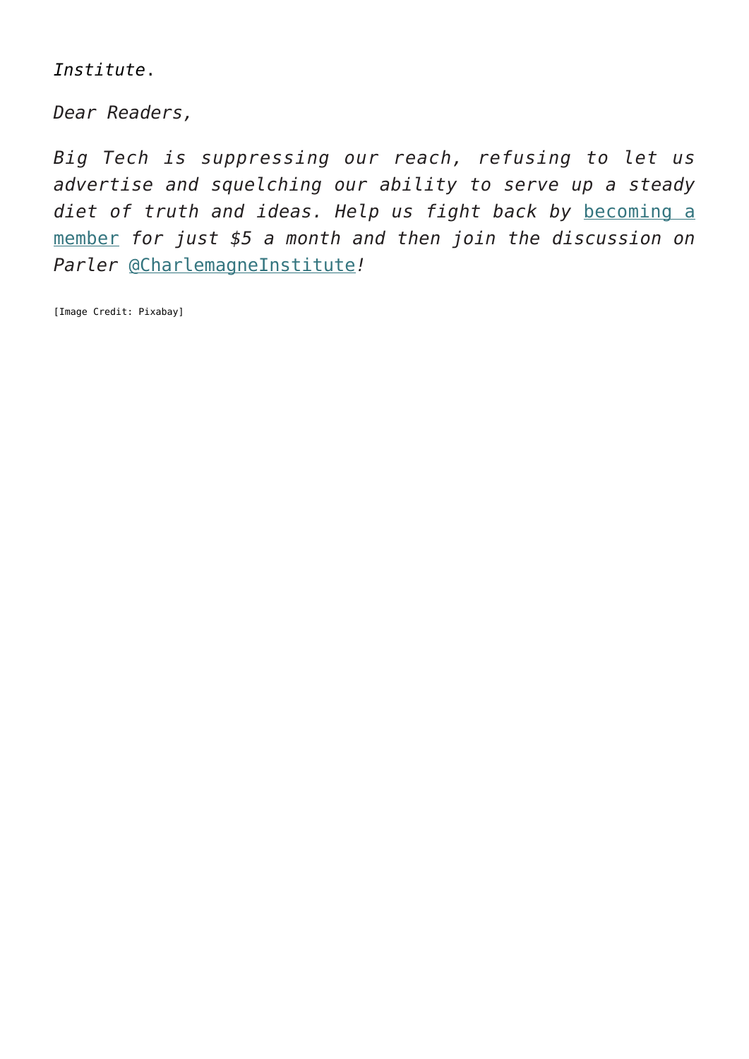*Institute.*

*Dear Readers,*

*Big Tech is suppressing our reach, refusing to let us advertise and squelching our ability to serve up a steady diet of truth and ideas. Help us fight back by* becoming a member *for just $5 a month and then join the discussion on Parler* @CharlemagneInstitute*!*

[Image Credit: Pixabay]